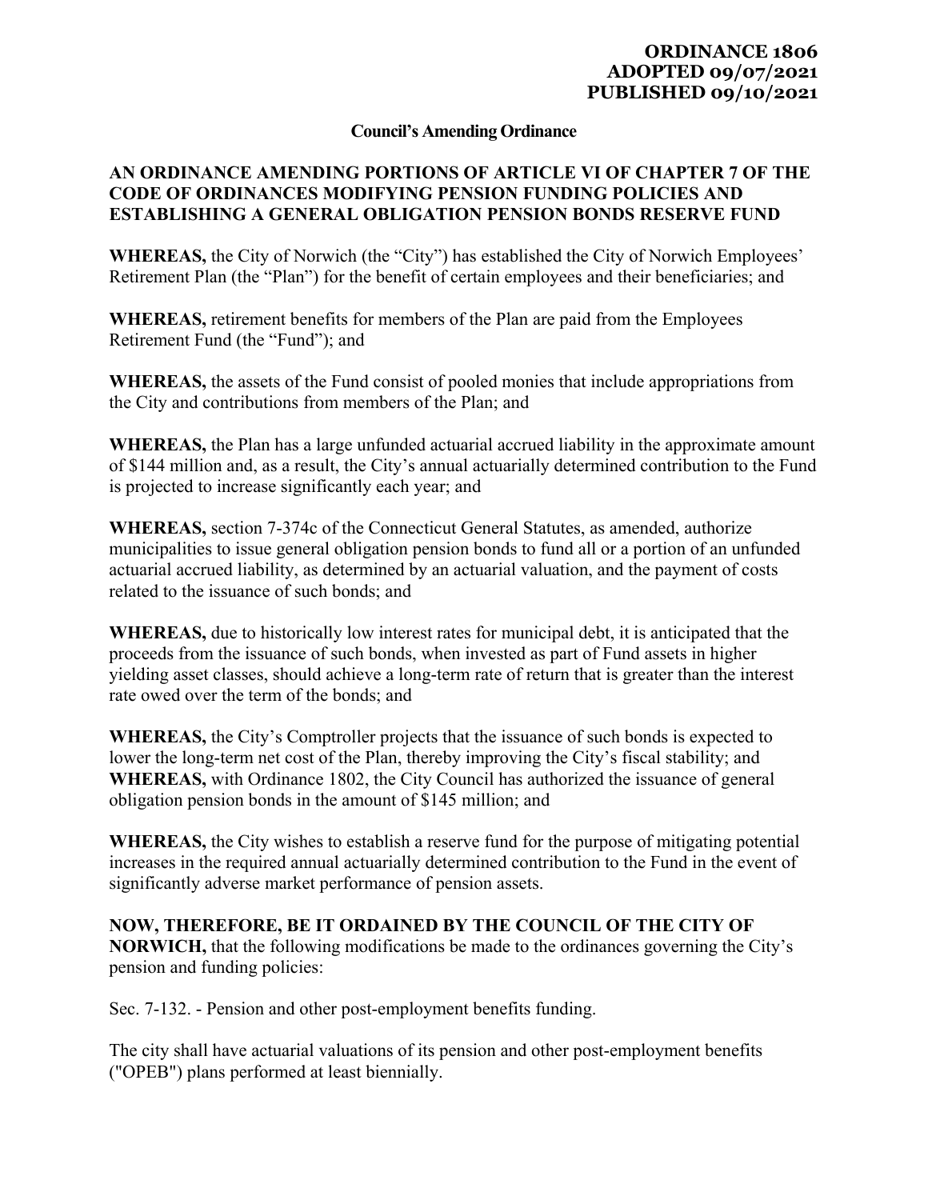**ORDINANCE 1806**
**ADOPTED 09/07/2021**
**PUBLISHED 09/10/2021**

**Council's Amending Ordinance**

**AN ORDINANCE AMENDING PORTIONS OF ARTICLE VI OF CHAPTER 7 OF THE CODE OF ORDINANCES MODIFYING PENSION FUNDING POLICIES AND ESTABLISHING A GENERAL OBLIGATION PENSION BONDS RESERVE FUND**

**WHEREAS,** the City of Norwich (the "City") has established the City of Norwich Employees' Retirement Plan (the "Plan") for the benefit of certain employees and their beneficiaries; and

**WHEREAS,** retirement benefits for members of the Plan are paid from the Employees Retirement Fund (the "Fund"); and

**WHEREAS,** the assets of the Fund consist of pooled monies that include appropriations from the City and contributions from members of the Plan; and

**WHEREAS,** the Plan has a large unfunded actuarial accrued liability in the approximate amount of $144 million and, as a result, the City's annual actuarially determined contribution to the Fund is projected to increase significantly each year; and

**WHEREAS,** section 7-374c of the Connecticut General Statutes, as amended, authorize municipalities to issue general obligation pension bonds to fund all or a portion of an unfunded actuarial accrued liability, as determined by an actuarial valuation, and the payment of costs related to the issuance of such bonds; and

**WHEREAS,** due to historically low interest rates for municipal debt, it is anticipated that the proceeds from the issuance of such bonds, when invested as part of Fund assets in higher yielding asset classes, should achieve a long-term rate of return that is greater than the interest rate owed over the term of the bonds; and

**WHEREAS,** the City's Comptroller projects that the issuance of such bonds is expected to lower the long-term net cost of the Plan, thereby improving the City's fiscal stability; and

**WHEREAS,** with Ordinance 1802, the City Council has authorized the issuance of general obligation pension bonds in the amount of $145 million; and

**WHEREAS,** the City wishes to establish a reserve fund for the purpose of mitigating potential increases in the required annual actuarially determined contribution to the Fund in the event of significantly adverse market performance of pension assets.

**NOW, THEREFORE, BE IT ORDAINED BY THE COUNCIL OF THE CITY OF NORWICH,** that the following modifications be made to the ordinances governing the City's pension and funding policies:

Sec. 7-132. - Pension and other post-employment benefits funding.

The city shall have actuarial valuations of its pension and other post-employment benefits ("OPEB") plans performed at least biennially.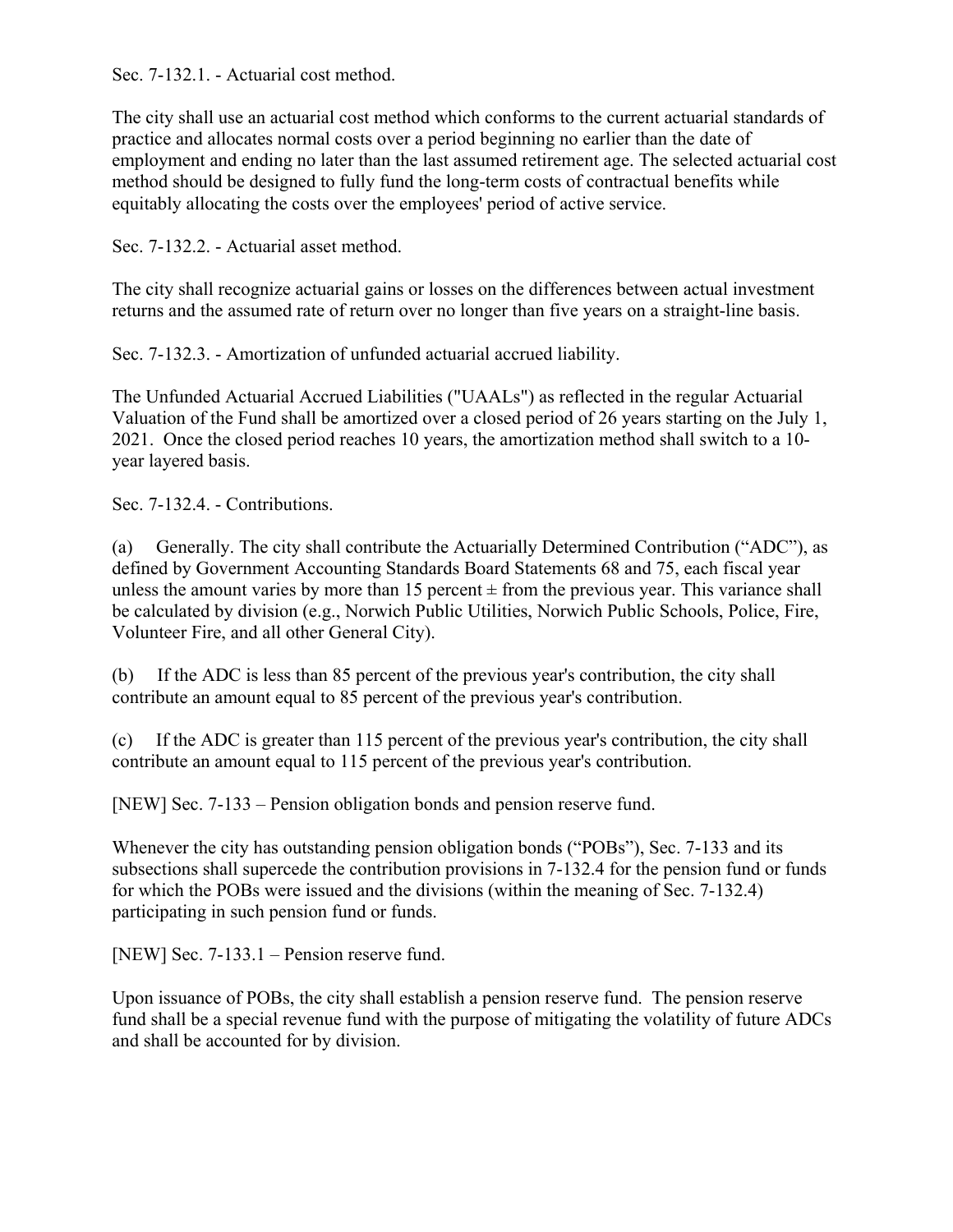Sec. 7-132.1. - Actuarial cost method.

The city shall use an actuarial cost method which conforms to the current actuarial standards of practice and allocates normal costs over a period beginning no earlier than the date of employment and ending no later than the last assumed retirement age. The selected actuarial cost method should be designed to fully fund the long-term costs of contractual benefits while equitably allocating the costs over the employees' period of active service.

Sec. 7-132.2. - Actuarial asset method.

The city shall recognize actuarial gains or losses on the differences between actual investment returns and the assumed rate of return over no longer than five years on a straight-line basis.

Sec. 7-132.3. - Amortization of unfunded actuarial accrued liability.

The Unfunded Actuarial Accrued Liabilities ("UAALs") as reflected in the regular Actuarial Valuation of the Fund shall be amortized over a closed period of 26 years starting on the July 1, 2021. Once the closed period reaches 10 years, the amortization method shall switch to a 10-year layered basis.

Sec. 7-132.4. - Contributions.

(a) Generally. The city shall contribute the Actuarially Determined Contribution ("ADC"), as defined by Government Accounting Standards Board Statements 68 and 75, each fiscal year unless the amount varies by more than 15 percent ± from the previous year. This variance shall be calculated by division (e.g., Norwich Public Utilities, Norwich Public Schools, Police, Fire, Volunteer Fire, and all other General City).

(b) If the ADC is less than 85 percent of the previous year's contribution, the city shall contribute an amount equal to 85 percent of the previous year's contribution.

(c) If the ADC is greater than 115 percent of the previous year's contribution, the city shall contribute an amount equal to 115 percent of the previous year's contribution.

[NEW] Sec. 7-133 – Pension obligation bonds and pension reserve fund.

Whenever the city has outstanding pension obligation bonds ("POBs"), Sec. 7-133 and its subsections shall supercede the contribution provisions in 7-132.4 for the pension fund or funds for which the POBs were issued and the divisions (within the meaning of Sec. 7-132.4) participating in such pension fund or funds.

[NEW] Sec. 7-133.1 – Pension reserve fund.

Upon issuance of POBs, the city shall establish a pension reserve fund. The pension reserve fund shall be a special revenue fund with the purpose of mitigating the volatility of future ADCs and shall be accounted for by division.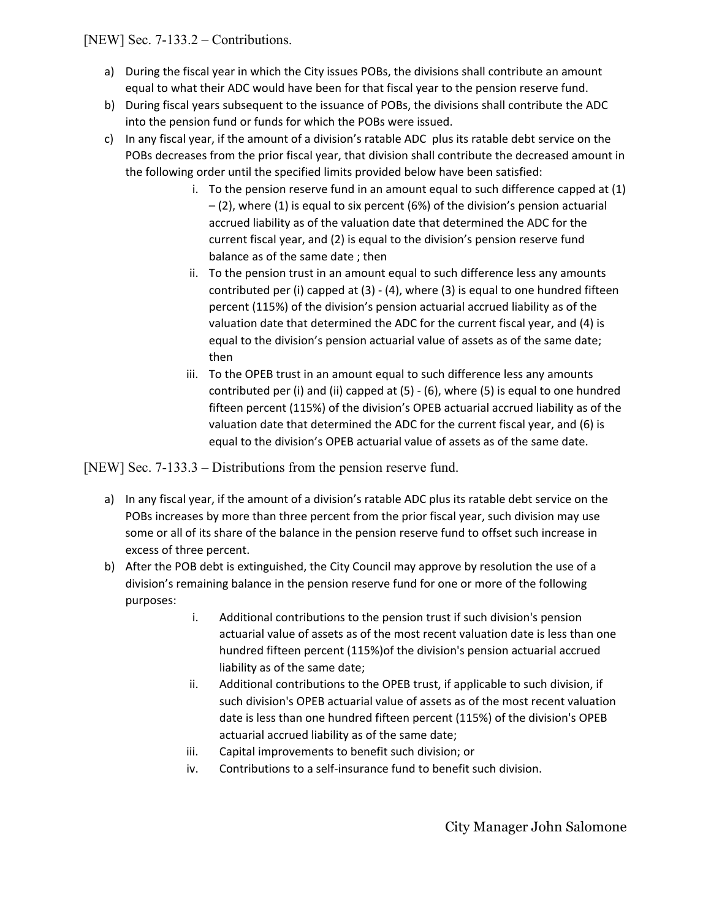[NEW] Sec. 7-133.2 – Contributions.

a) During the fiscal year in which the City issues POBs, the divisions shall contribute an amount equal to what their ADC would have been for that fiscal year to the pension reserve fund.
b) During fiscal years subsequent to the issuance of POBs, the divisions shall contribute the ADC into the pension fund or funds for which the POBs were issued.
c) In any fiscal year, if the amount of a division's ratable ADC plus its ratable debt service on the POBs decreases from the prior fiscal year, that division shall contribute the decreased amount in the following order until the specified limits provided below have been satisfied:
    i. To the pension reserve fund in an amount equal to such difference capped at (1) – (2), where (1) is equal to six percent (6%) of the division's pension actuarial accrued liability as of the valuation date that determined the ADC for the current fiscal year, and (2) is equal to the division's pension reserve fund balance as of the same date ; then
    ii. To the pension trust in an amount equal to such difference less any amounts contributed per (i) capped at (3) - (4), where (3) is equal to one hundred fifteen percent (115%) of the division's pension actuarial accrued liability as of the valuation date that determined the ADC for the current fiscal year, and (4) is equal to the division's pension actuarial value of assets as of the same date; then
    iii. To the OPEB trust in an amount equal to such difference less any amounts contributed per (i) and (ii) capped at (5) - (6), where (5) is equal to one hundred fifteen percent (115%) of the division's OPEB actuarial accrued liability as of the valuation date that determined the ADC for the current fiscal year, and (6) is equal to the division's OPEB actuarial value of assets as of the same date.

[NEW] Sec. 7-133.3 – Distributions from the pension reserve fund.

a) In any fiscal year, if the amount of a division's ratable ADC plus its ratable debt service on the POBs increases by more than three percent from the prior fiscal year, such division may use some or all of its share of the balance in the pension reserve fund to offset such increase in excess of three percent.
b) After the POB debt is extinguished, the City Council may approve by resolution the use of a division's remaining balance in the pension reserve fund for one or more of the following purposes:
    i. Additional contributions to the pension trust if such division's pension actuarial value of assets as of the most recent valuation date is less than one hundred fifteen percent (115%)of the division's pension actuarial accrued liability as of the same date;
    ii. Additional contributions to the OPEB trust, if applicable to such division, if such division's OPEB actuarial value of assets as of the most recent valuation date is less than one hundred fifteen percent (115%) of the division's OPEB actuarial accrued liability as of the same date;
    iii. Capital improvements to benefit such division; or
    iv. Contributions to a self-insurance fund to benefit such division.

City Manager John Salomone